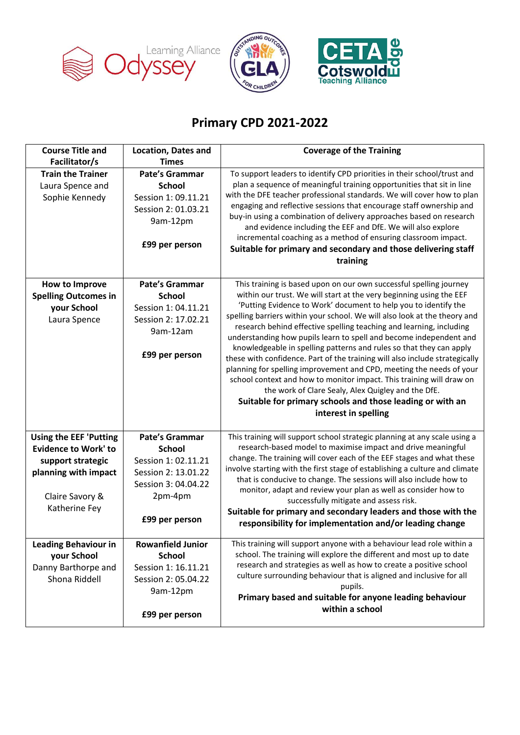# Primary CPD 2021-2022

| Course Title and Facilitator/s | Location, Dates and Times | Coverage of the Training |
|---|---|---|
| **Train the Trainer**<br>Laura Spence and Sophie Kennedy | **Pate's Grammar School**<br>Session 1: 09.11.21<br>Session 2: 01.03.21<br>9am-12pm<br><br>**£99 per person** | To support leaders to identify CPD priorities in their school/trust and plan a sequence of meaningful training opportunities that sit in line with the DFE teacher professional standards. We will cover how to plan engaging and reflective sessions that encourage staff ownership and buy-in using a combination of delivery approaches based on research and evidence including the EEF and DfE. We will also explore incremental coaching as a method of ensuring classroom impact.<br>**Suitable for primary and secondary and those delivering staff training** |
| **How to Improve Spelling Outcomes in your School**<br>Laura Spence | **Pate's Grammar School**<br>Session 1: 04.11.21<br>Session 2: 17.02.21<br>9am-12am<br><br>**£99 per person** | This training is based upon on our own successful spelling journey within our trust. We will start at the very beginning using the EEF 'Putting Evidence to Work' document to help you to identify the spelling barriers within your school. We will also look at the theory and research behind effective spelling teaching and learning, including understanding how pupils learn to spell and become independent and knowledgeable in spelling patterns and rules so that they can apply these with confidence. Part of the training will also include strategically planning for spelling improvement and CPD, meeting the needs of your school context and how to monitor impact. This training will draw on the work of Clare Sealy, Alex Quigley and the DfE.<br>**Suitable for primary schools and those leading or with an interest in spelling** |
| **Using the EEF 'Putting Evidence to Work' to support strategic planning with impact**<br><br>Claire Savory & Katherine Fey | **Pate's Grammar School**<br>Session 1: 02.11.21<br>Session 2: 13.01.22<br>Session 3: 04.04.22<br>2pm-4pm<br><br>**£99 per person** | This training will support school strategic planning at any scale using a research-based model to maximise impact and drive meaningful change. The training will cover each of the EEF stages and what these involve starting with the first stage of establishing a culture and climate that is conducive to change. The sessions will also include how to monitor, adapt and review your plan as well as consider how to successfully mitigate and assess risk.<br>**Suitable for primary and secondary leaders and those with the responsibility for implementation and/or leading change** |
| **Leading Behaviour in your School**<br>Danny Barthorpe and Shona Riddell | **Rowanfield Junior School**<br>Session 1: 16.11.21<br>Session 2: 05.04.22<br>9am-12pm<br><br>**£99 per person** | This training will support anyone with a behaviour lead role within a school. The training will explore the different and most up to date research and strategies as well as how to create a positive school culture surrounding behaviour that is aligned and inclusive for all pupils.<br>**Primary based and suitable for anyone leading behaviour within a school** |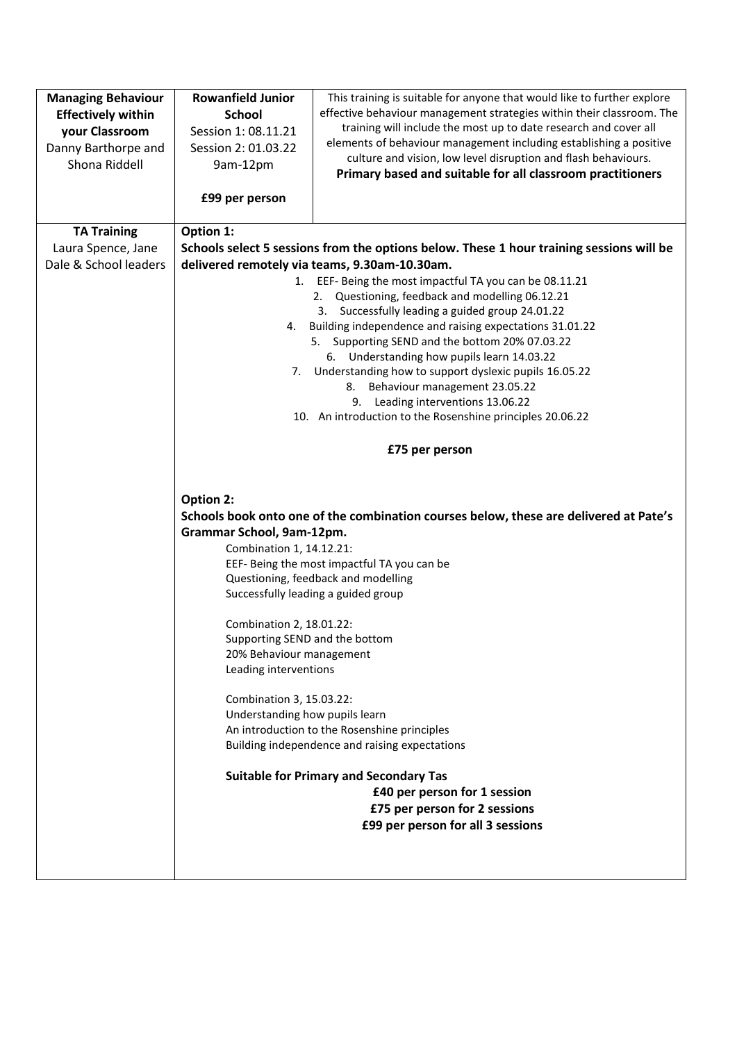| | | |
|---|---|---|
| **Managing Behaviour Effectively within your Classroom**<br>Danny Barthorpe and Shona Riddell | **Rowanfield Junior School**<br>Session 1: 08.11.21<br>Session 2: 01.03.22<br>9am-12pm<br><br>**£99 per person** | This training is suitable for anyone that would like to further explore effective behaviour management strategies within their classroom. The training will include the most up to date research and cover all elements of behaviour management including establishing a positive culture and vision, low level disruption and flash behaviours.<br>**Primary based and suitable for all classroom practitioners** |
| **TA Training**<br>Laura Spence, Jane Dale & School leaders | **Option 1:**<br>**Schools select 5 sessions from the options below. These 1 hour training sessions will be delivered remotely via teams, 9.30am-10.30am.**<br>1. EEF- Being the most impactful TA you can be 08.11.21<br>2. Questioning, feedback and modelling 06.12.21<br>3. Successfully leading a guided group 24.01.22<br>4. Building independence and raising expectations 31.01.22<br>5. Supporting SEND and the bottom 20% 07.03.22<br>6. Understanding how pupils learn 14.03.22<br>7. Understanding how to support dyslexic pupils 16.05.22<br>8. Behaviour management 23.05.22<br>9. Leading interventions 13.06.22<br>10. An introduction to the Rosenshine principles 20.06.22<br><br>**£75 per person**<br><br>**Option 2:**<br>**Schools book onto one of the combination courses below, these are delivered at Pate's Grammar School, 9am-12pm.**<br>Combination 1, 14.12.21:<br>EEF- Being the most impactful TA you can be<br>Questioning, feedback and modelling<br>Successfully leading a guided group<br><br>Combination 2, 18.01.22:<br>Supporting SEND and the bottom<br>20% Behaviour management<br>Leading interventions<br><br>Combination 3, 15.03.22:<br>Understanding how pupils learn<br>An introduction to the Rosenshine principles<br>Building independence and raising expectations<br><br>**Suitable for Primary and Secondary Tas**<br>**£40 per person for 1 session**<br>**£75 per person for 2 sessions**<br>**£99 per person for all 3 sessions** | |